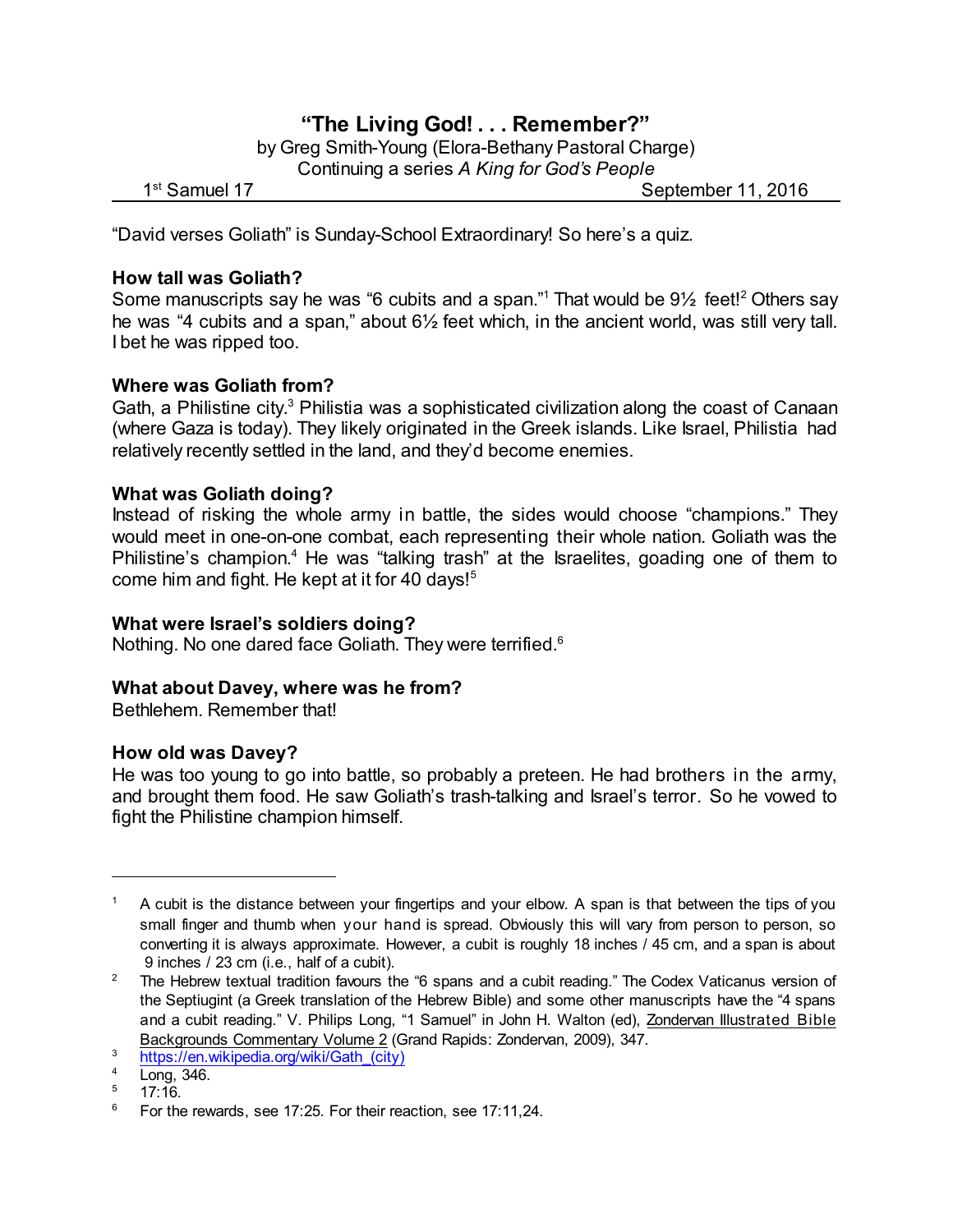# "The Living God! . . . Remember?"

by Greg Smith-Young (Elora-Bethany Pastoral Charge)

Continuing a series *A King for God's People*

1st Samuel 17 — September 11, 2016

"David verses Goliath" is Sunday-School Extraordinary! So here's a quiz.

**How tall was Goliath?**

Some manuscripts say he was "6 cubits and a span."[1] That would be 9½ feet![2] Others say he was "4 cubits and a span," about 6½ feet which, in the ancient world, was still very tall. I bet he was ripped too.

**Where was Goliath from?**

Gath, a Philistine city.[3] Philistia was a sophisticated civilization along the coast of Canaan (where Gaza is today). They likely originated in the Greek islands. Like Israel, Philistia had relatively recently settled in the land, and they'd become enemies.

**What was Goliath doing?**

Instead of risking the whole army in battle, the sides would choose "champions." They would meet in one-on-one combat, each representing their whole nation. Goliath was the Philistine's champion.[4] He was "talking trash" at the Israelites, goading one of them to come him and fight. He kept at it for 40 days![5]

**What were Israel's soldiers doing?**

Nothing. No one dared face Goliath. They were terrified.[6]

**What about Davey, where was he from?**

Bethlehem. Remember that!

**How old was Davey?**

He was too young to go into battle, so probably a preteen. He had brothers in the army, and brought them food. He saw Goliath's trash-talking and Israel's terror. So he vowed to fight the Philistine champion himself.

---

1. A cubit is the distance between your fingertips and your elbow. A span is that between the tips of you small finger and thumb when your hand is spread. Obviously this will vary from person to person, so converting it is always approximate. However, a cubit is roughly 18 inches / 45 cm, and a span is about 9 inches / 23 cm (i.e., half of a cubit).
2. The Hebrew textual tradition favours the "6 spans and a cubit reading." The Codex Vaticanus version of the Septiugint (a Greek translation of the Hebrew Bible) and some other manuscripts have the "4 spans and a cubit reading." V. Philips Long, "1 Samuel" in John H. Walton (ed), Zondervan Illustrated Bible Backgrounds Commentary Volume 2 (Grand Rapids: Zondervan, 2009), 347.
3. https://en.wikipedia.org/wiki/Gath_(city)
4. Long, 346.
5. 17:16.
6. For the rewards, see 17:25. For their reaction, see 17:11,24.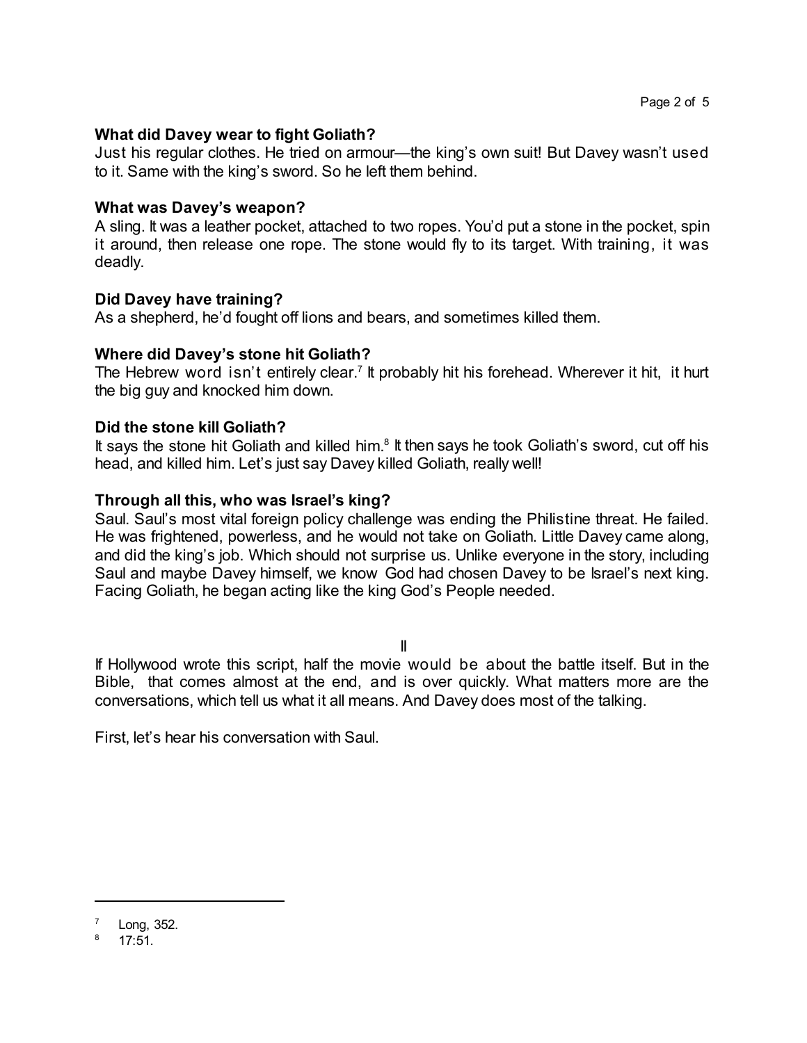**What did Davey wear to fight Goliath?**
Just his regular clothes. He tried on armour—the king's own suit! But Davey wasn't used to it. Same with the king's sword. So he left them behind.

**What was Davey's weapon?**
A sling. It was a leather pocket, attached to two ropes. You'd put a stone in the pocket, spin it around, then release one rope. The stone would fly to its target. With training, it was deadly.

**Did Davey have training?**
As a shepherd, he'd fought off lions and bears, and sometimes killed them.

**Where did Davey's stone hit Goliath?**
The Hebrew word isn't entirely clear.[7] It probably hit his forehead. Wherever it hit, it hurt the big guy and knocked him down.

**Did the stone kill Goliath?**
It says the stone hit Goliath and killed him.[8] It then says he took Goliath's sword, cut off his head, and killed him. Let's just say Davey killed Goliath, really well!

**Through all this, who was Israel's king?**
Saul. Saul's most vital foreign policy challenge was ending the Philistine threat. He failed. He was frightened, powerless, and he would not take on Goliath. Little Davey came along, and did the king's job. Which should not surprise us. Unlike everyone in the story, including Saul and maybe Davey himself, we know God had chosen Davey to be Israel's next king. Facing Goliath, he began acting like the king God's People needed.

II

If Hollywood wrote this script, half the movie would be about the battle itself. But in the Bible, that comes almost at the end, and is over quickly. What matters more are the conversations, which tell us what it all means. And Davey does most of the talking.

First, let's hear his conversation with Saul.

---

[7] Long, 352.

[8] 17:51.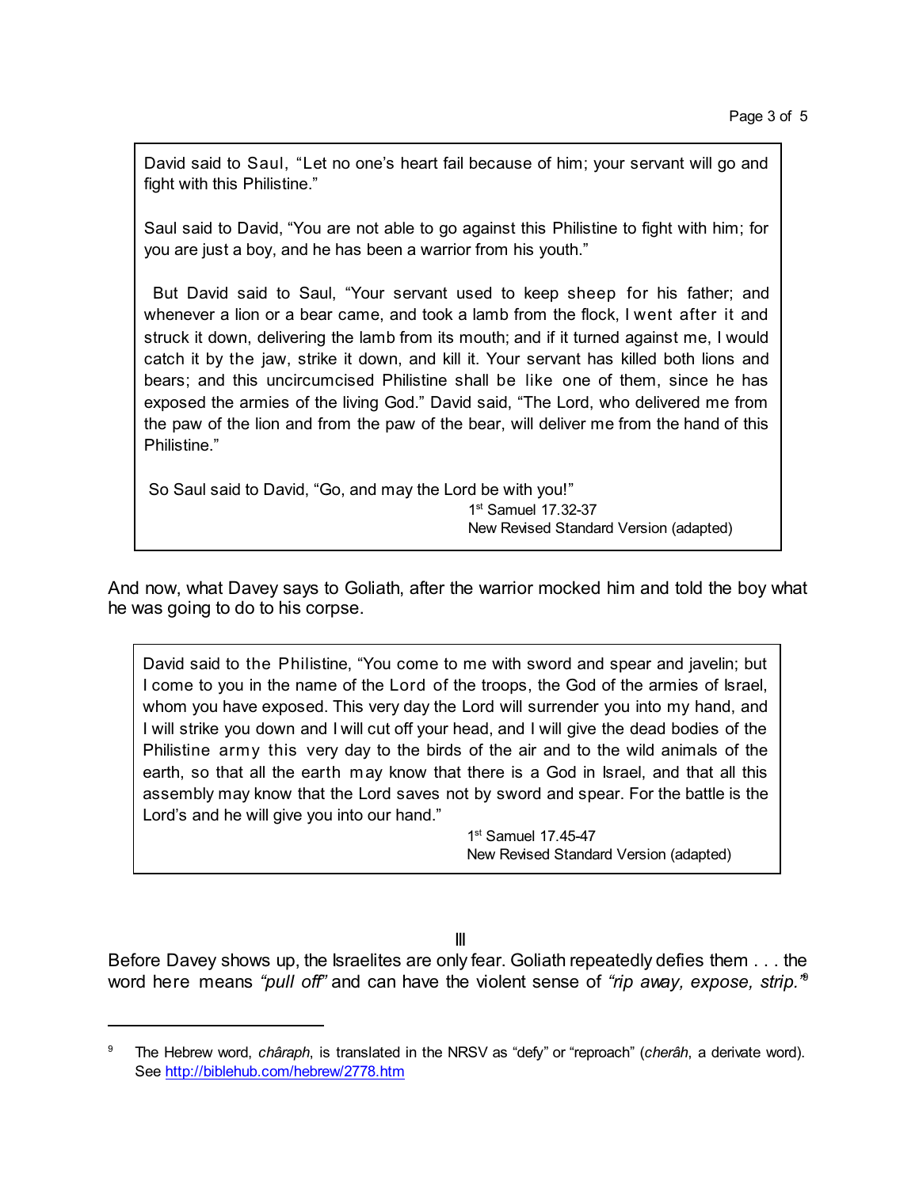> David said to Saul, "Let no one's heart fail because of him; your servant will go and fight with this Philistine."
>
> Saul said to David, "You are not able to go against this Philistine to fight with him; for you are just a boy, and he has been a warrior from his youth."
>
> But David said to Saul, "Your servant used to keep sheep for his father; and whenever a lion or a bear came, and took a lamb from the flock, I went after it and struck it down, delivering the lamb from its mouth; and if it turned against me, I would catch it by the jaw, strike it down, and kill it. Your servant has killed both lions and bears; and this uncircumcised Philistine shall be like one of them, since he has exposed the armies of the living God." David said, "The Lord, who delivered me from the paw of the lion and from the paw of the bear, will deliver me from the hand of this Philistine."
>
> So Saul said to David, "Go, and may the Lord be with you!"
>
> 1st Samuel 17.32-37
> New Revised Standard Version (adapted)

And now, what Davey says to Goliath, after the warrior mocked him and told the boy what he was going to do to his corpse.

> David said to the Philistine, "You come to me with sword and spear and javelin; but I come to you in the name of the Lord of the troops, the God of the armies of Israel, whom you have exposed. This very day the Lord will surrender you into my hand, and I will strike you down and I will cut off your head, and I will give the dead bodies of the Philistine army this very day to the birds of the air and to the wild animals of the earth, so that all the earth may know that there is a God in Israel, and that all this assembly may know that the Lord saves not by sword and spear. For the battle is the Lord's and he will give you into our hand."
>
> 1st Samuel 17.45-47
> New Revised Standard Version (adapted)

## III

Before Davey shows up, the Israelites are only fear. Goliath repeatedly defies them . . . the word here means *"pull off"* and can have the violent sense of *"rip away, expose, strip."*[9]

---

[9] The Hebrew word, *châraph*, is translated in the NRSV as "defy" or "reproach" (*cherâh*, a derivate word). See http://biblehub.com/hebrew/2778.htm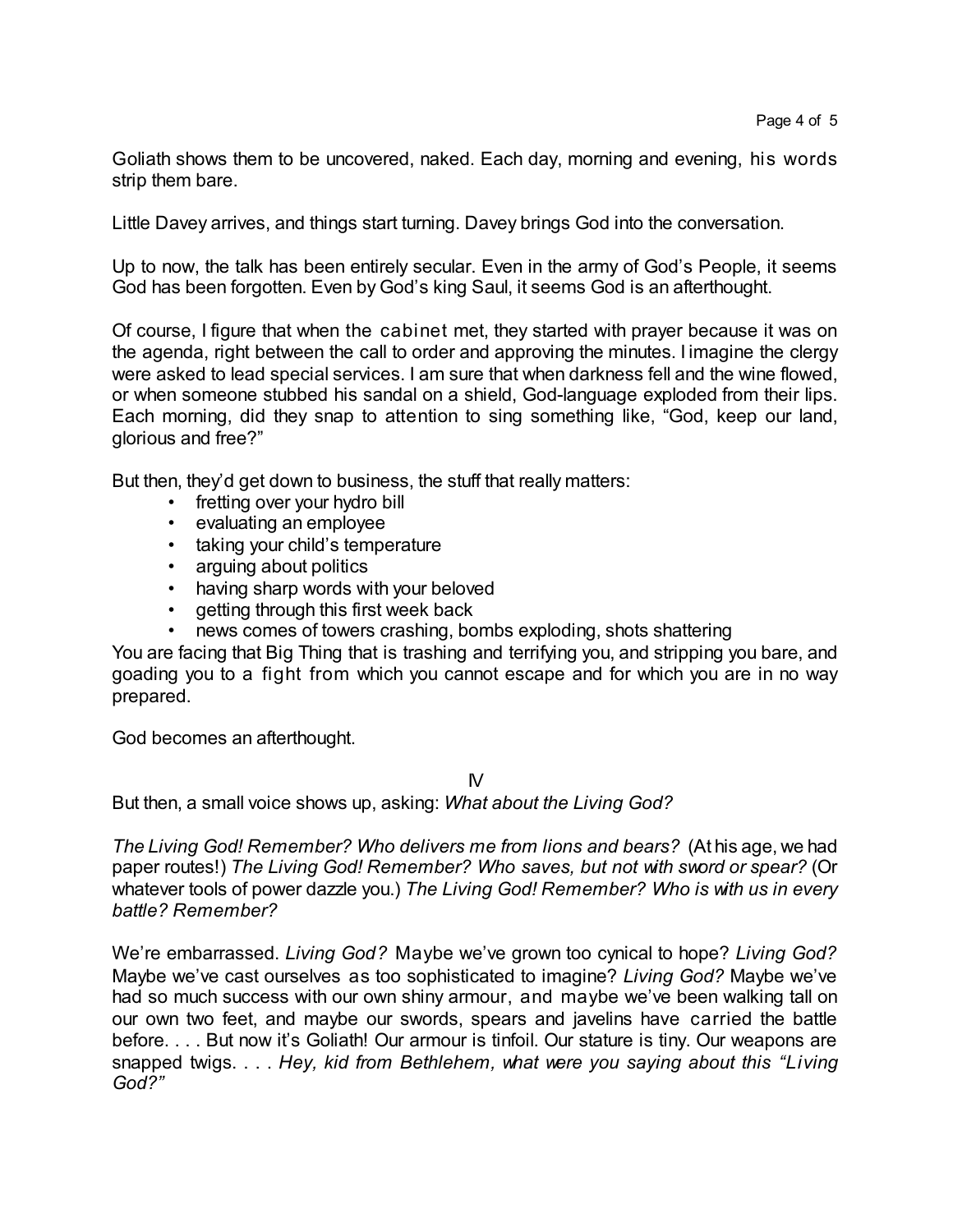Goliath shows them to be uncovered, naked. Each day, morning and evening, his words strip them bare.

Little Davey arrives, and things start turning. Davey brings God into the conversation.

Up to now, the talk has been entirely secular. Even in the army of God's People, it seems God has been forgotten. Even by God's king Saul, it seems God is an afterthought.

Of course, I figure that when the cabinet met, they started with prayer because it was on the agenda, right between the call to order and approving the minutes. I imagine the clergy were asked to lead special services. I am sure that when darkness fell and the wine flowed, or when someone stubbed his sandal on a shield, God-language exploded from their lips. Each morning, did they snap to attention to sing something like, "God, keep our land, glorious and free?"

But then, they'd get down to business, the stuff that really matters:

- fretting over your hydro bill
- evaluating an employee
- taking your child's temperature
- arguing about politics
- having sharp words with your beloved
- getting through this first week back
- news comes of towers crashing, bombs exploding, shots shattering

You are facing that Big Thing that is trashing and terrifying you, and stripping you bare, and goading you to a fight from which you cannot escape and for which you are in no way prepared.

God becomes an afterthought.

## IV

But then, a small voice shows up, asking: *What about the Living God?*

*The Living God! Remember? Who delivers me from lions and bears?* (At his age, we had paper routes!) *The Living God! Remember? Who saves, but not with sword or spear?* (Or whatever tools of power dazzle you.) *The Living God! Remember? Who is with us in every battle? Remember?*

We're embarrassed. *Living God?* Maybe we've grown too cynical to hope? *Living God?* Maybe we've cast ourselves as too sophisticated to imagine? *Living God?* Maybe we've had so much success with our own shiny armour, and maybe we've been walking tall on our own two feet, and maybe our swords, spears and javelins have carried the battle before. . . . But now it's Goliath! Our armour is tinfoil. Our stature is tiny. Our weapons are snapped twigs. . . . *Hey, kid from Bethlehem, what were you saying about this "Living God?"*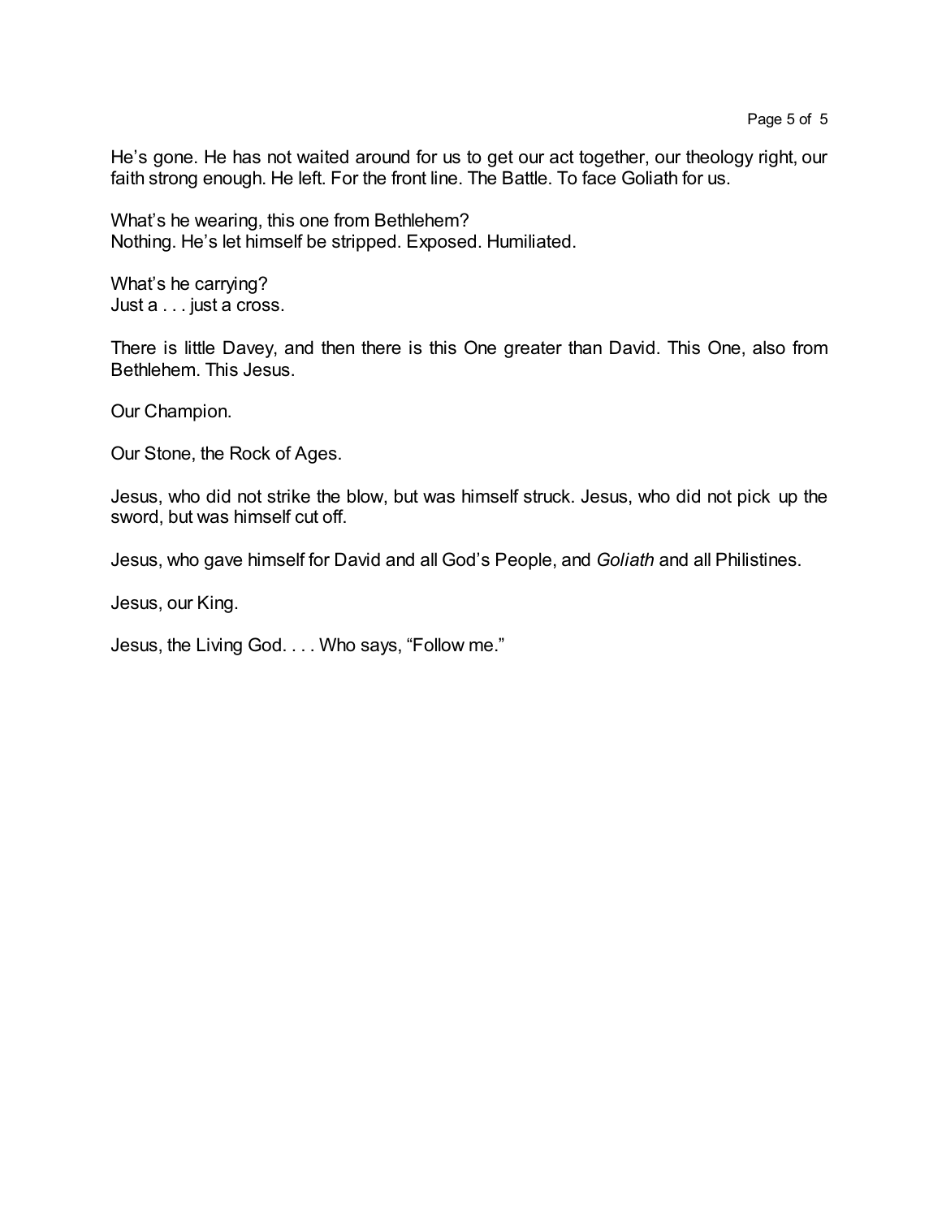He's gone. He has not waited around for us to get our act together, our theology right, our faith strong enough. He left. For the front line. The Battle. To face Goliath for us.

What's he wearing, this one from Bethlehem?
Nothing. He's let himself be stripped. Exposed. Humiliated.

What's he carrying?
Just a . . . just a cross.

There is little Davey, and then there is this One greater than David. This One, also from Bethlehem. This Jesus.

Our Champion.

Our Stone, the Rock of Ages.

Jesus, who did not strike the blow, but was himself struck. Jesus, who did not pick up the sword, but was himself cut off.

Jesus, who gave himself for David and all God's People, and *Goliath* and all Philistines.

Jesus, our King.

Jesus, the Living God. . . . Who says, "Follow me."